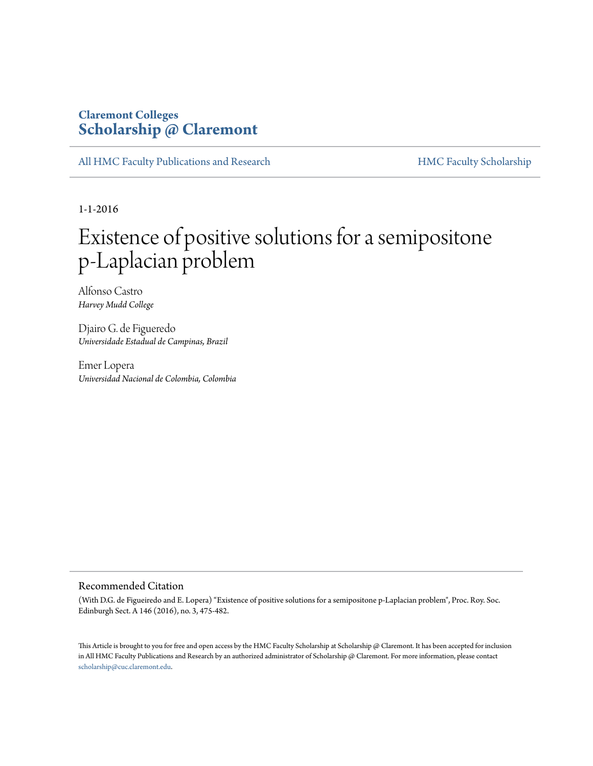Claremont Colleges
**Scholarship @ Claremont**

All HMC Faculty Publications and Research | HMC Faculty Scholarship

1-1-2016

# Existence of positive solutions for a semipositone p-Laplacian problem

Alfonso Castro
*Harvey Mudd College*

Djairo G. de Figueredo
*Universidade Estadual de Campinas, Brazil*

Emer Lopera
*Universidad Nacional de Colombia, Colombia*

## Recommended Citation

(With D.G. de Figueiredo and E. Lopera) "Existence of positive solutions for a semipositone p-Laplacian problem", Proc. Roy. Soc. Edinburgh Sect. A 146 (2016), no. 3, 475-482.

This Article is brought to you for free and open access by the HMC Faculty Scholarship at Scholarship @ Claremont. It has been accepted for inclusion in All HMC Faculty Publications and Research by an authorized administrator of Scholarship @ Claremont. For more information, please contact scholarship@cuc.claremont.edu.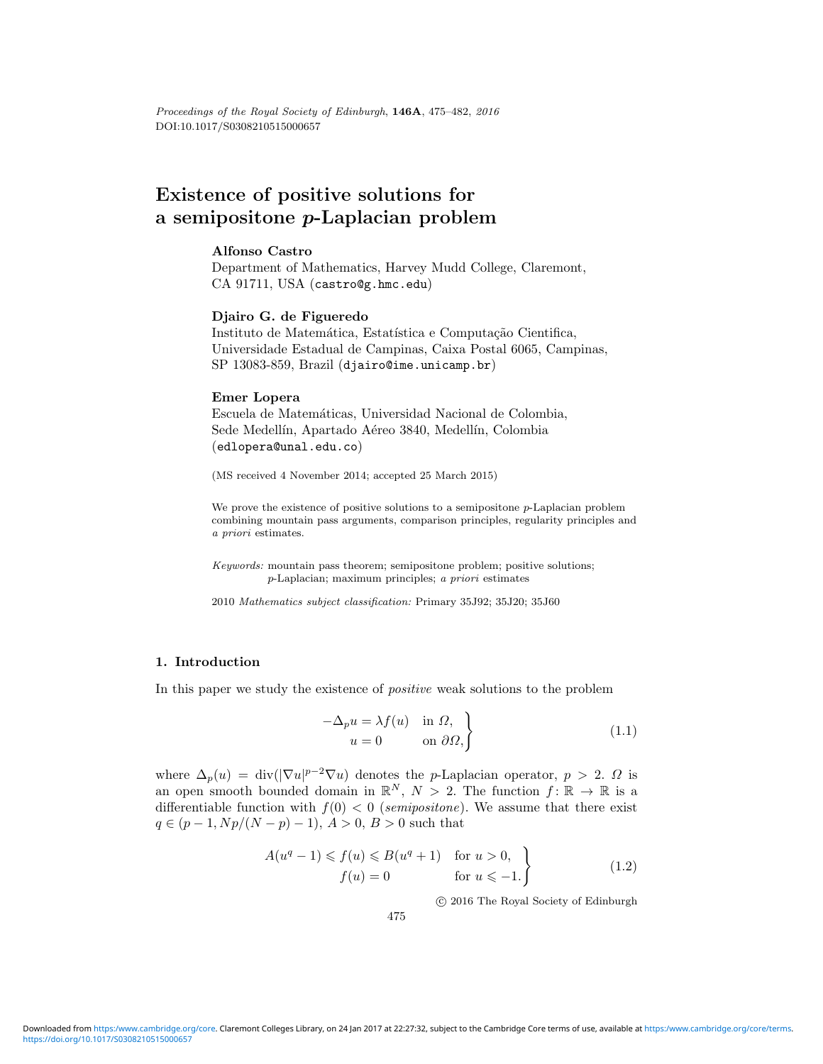# Existence of positive solutions for a semipositone $p$-Laplacian problem

**Alfonso Castro**
Department of Mathematics, Harvey Mudd College, Claremont, CA 91711, USA (castro@g.hmc.edu)

**Djairo G. de Figueredo**
Instituto de Matemática, Estatística e Computação Cientifica, Universidade Estadual de Campinas, Caixa Postal 6065, Campinas, SP 13083-859, Brazil (djairo@ime.unicamp.br)

**Emer Lopera**
Escuela de Matemáticas, Universidad Nacional de Colombia, Sede Medellín, Apartado Aéreo 3840, Medellín, Colombia (edlopera@unal.edu.co)

(MS received 4 November 2014; accepted 25 March 2015)

We prove the existence of positive solutions to a semipositone $p$-Laplacian problem combining mountain pass arguments, comparison principles, regularity principles and *a priori* estimates.

*Keywords:* mountain pass theorem; semipositone problem; positive solutions; $p$-Laplacian; maximum principles; *a priori* estimates

2010 *Mathematics subject classification:* Primary 35J92; 35J20; 35J60

## 1. Introduction

In this paper we study the existence of *positive* weak solutions to the problem

$$\left.\begin{aligned} -\Delta_p u &= \lambda f(u) \quad \text{in } \Omega, \\ u &= 0 \qquad\quad \text{on } \partial\Omega, \end{aligned}\right\} \tag{1.1}$$

where $\Delta_p(u) = \operatorname{div}(|\nabla u|^{p-2}\nabla u)$ denotes the $p$-Laplacian operator, $p > 2$. $\Omega$ is an open smooth bounded domain in $\mathbb{R}^N$, $N > 2$. The function $f\colon \mathbb{R} \to \mathbb{R}$ is a differentiable function with $f(0) < 0$ (*semipositone*). We assume that there exist $q \in (p-1, Np/(N-p)-1)$, $A > 0$, $B > 0$ such that

$$\left.\begin{aligned} A(u^q - 1) \leqslant f(u) &\leqslant B(u^q + 1) \quad \text{for } u > 0, \\ f(u) &= 0 \qquad\qquad\quad\;\; \text{for } u \leqslant -1. \end{aligned}\right\} \tag{1.2}$$

© 2016 The Royal Society of Edinburgh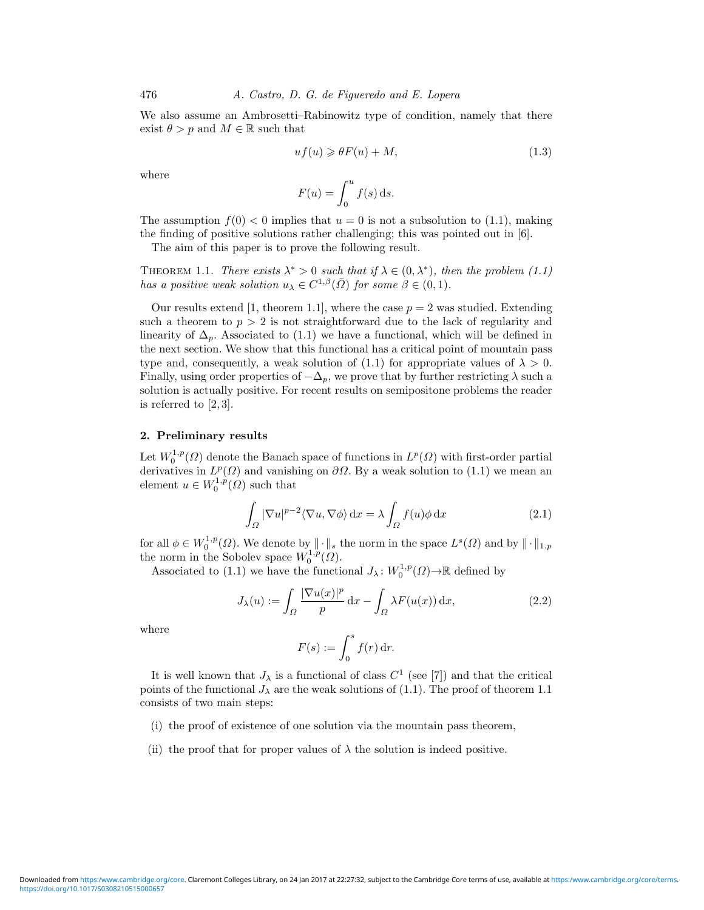We also assume an Ambrosetti–Rabinowitz type of condition, namely that there exist $\theta > p$ and $M \in \mathbb{R}$ such that

$$uf(u) \geqslant \theta F(u) + M, \tag{1.3}$$

where

$$F(u) = \int_0^u f(s)\, \mathrm{d}s.$$

The assumption $f(0) < 0$ implies that $u = 0$ is not a subsolution to (1.1), making the finding of positive solutions rather challenging; this was pointed out in [6].

The aim of this paper is to prove the following result.

THEOREM 1.1. *There exists $\lambda^* > 0$ such that if $\lambda \in (0, \lambda^*)$, then the problem (1.1) has a positive weak solution $u_\lambda \in C^{1,\beta}(\bar{\Omega})$ for some $\beta \in (0, 1)$.*

Our results extend [1, theorem 1.1], where the case $p = 2$ was studied. Extending such a theorem to $p > 2$ is not straightforward due to the lack of regularity and linearity of $\Delta_p$. Associated to (1.1) we have a functional, which will be defined in the next section. We show that this functional has a critical point of mountain pass type and, consequently, a weak solution of (1.1) for appropriate values of $\lambda > 0$. Finally, using order properties of $-\Delta_p$, we prove that by further restricting $\lambda$ such a solution is actually positive. For recent results on semipositone problems the reader is referred to [2, 3].

## 2. Preliminary results

Let $W_0^{1,p}(\Omega)$ denote the Banach space of functions in $L^p(\Omega)$ with first-order partial derivatives in $L^p(\Omega)$ and vanishing on $\partial\Omega$. By a weak solution to (1.1) we mean an element $u \in W_0^{1,p}(\Omega)$ such that

$$\int_\Omega |\nabla u|^{p-2} \langle \nabla u, \nabla \phi \rangle \, \mathrm{d}x = \lambda \int_\Omega f(u)\phi \, \mathrm{d}x \tag{2.1}$$

for all $\phi \in W_0^{1,p}(\Omega)$. We denote by $\|\cdot\|_s$ the norm in the space $L^s(\Omega)$ and by $\|\cdot\|_{1,p}$ the norm in the Sobolev space $W_0^{1,p}(\Omega)$.

Associated to (1.1) we have the functional $J_\lambda \colon W_0^{1,p}(\Omega) \to \mathbb{R}$ defined by

$$J_\lambda(u) := \int_\Omega \frac{|\nabla u(x)|^p}{p} \, \mathrm{d}x - \int_\Omega \lambda F(u(x)) \, \mathrm{d}x, \tag{2.2}$$

where

$$F(s) := \int_0^s f(r) \, \mathrm{d}r.$$

It is well known that $J_\lambda$ is a functional of class $C^1$ (see [7]) and that the critical points of the functional $J_\lambda$ are the weak solutions of (1.1). The proof of theorem 1.1 consists of two main steps:

(i) the proof of existence of one solution via the mountain pass theorem,

(ii) the proof that for proper values of $\lambda$ the solution is indeed positive.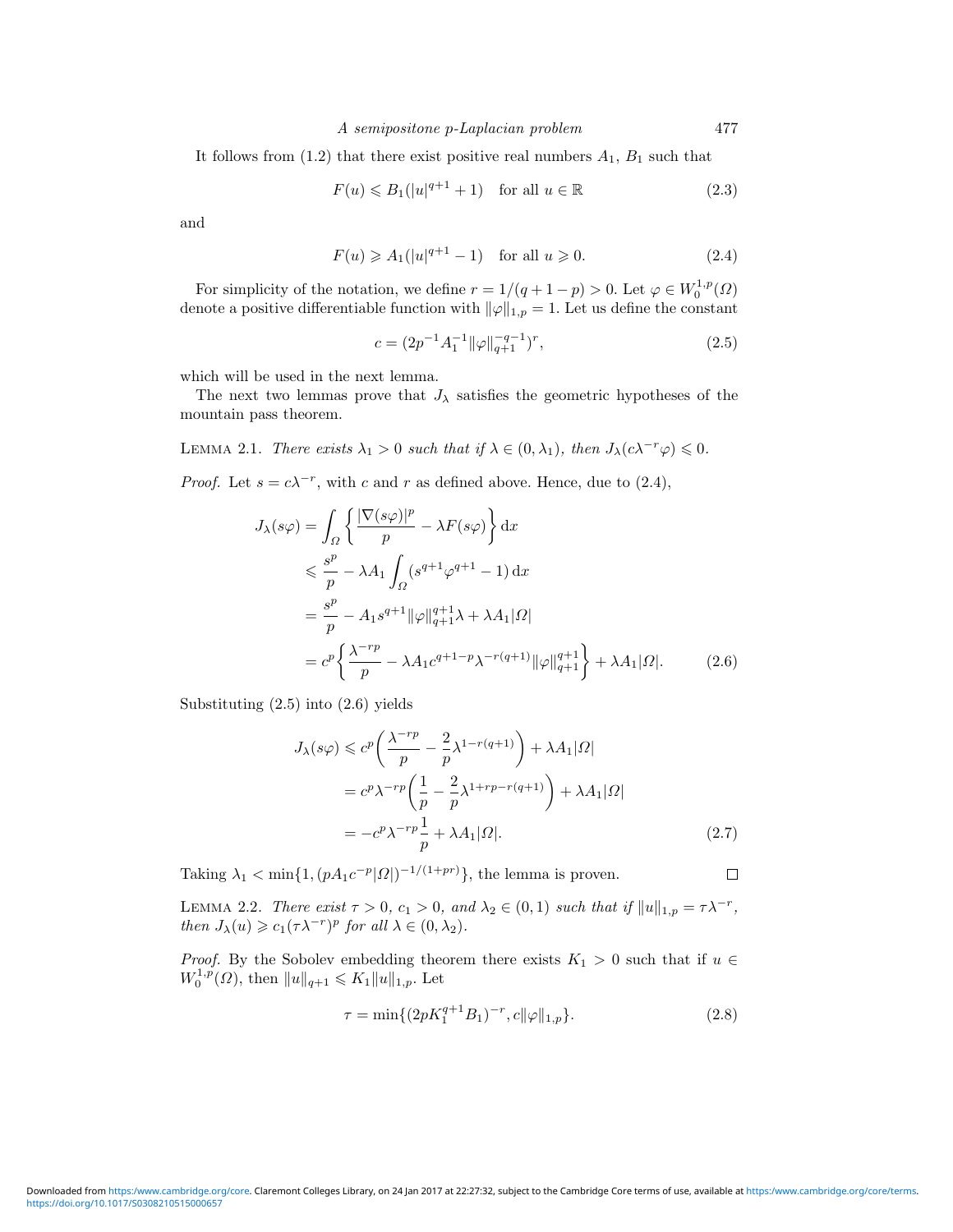It follows from (1.2) that there exist positive real numbers $A_1$, $B_1$ such that

$$F(u) \leqslant B_1(|u|^{q+1} + 1) \quad \text{for all } u \in \mathbb{R} \tag{2.3}$$

and

$$F(u) \geqslant A_1(|u|^{q+1} - 1) \quad \text{for all } u \geqslant 0. \tag{2.4}$$

For simplicity of the notation, we define $r = 1/(q + 1 - p) > 0$. Let $\varphi \in W_0^{1,p}(\Omega)$ denote a positive differentiable function with $\|\varphi\|_{1,p} = 1$. Let us define the constant

$$c = (2p^{-1}A_1^{-1}\|\varphi\|_{q+1}^{-q-1})^r, \tag{2.5}$$

which will be used in the next lemma.

The next two lemmas prove that $J_\lambda$ satisfies the geometric hypotheses of the mountain pass theorem.

Lemma 2.1. *There exists $\lambda_1 > 0$ such that if $\lambda \in (0, \lambda_1)$, then $J_\lambda(c\lambda^{-r}\varphi) \leqslant 0$.*

*Proof.* Let $s = c\lambda^{-r}$, with $c$ and $r$ as defined above. Hence, due to (2.4),

$$\begin{aligned}
J_\lambda(s\varphi) &= \int_\Omega \left\{ \frac{|\nabla(s\varphi)|^p}{p} - \lambda F(s\varphi) \right\} \mathrm{d}x \\
&\leqslant \frac{s^p}{p} - \lambda A_1 \int_\Omega (s^{q+1}\varphi^{q+1} - 1)\,\mathrm{d}x \\
&= \frac{s^p}{p} - A_1 s^{q+1}\|\varphi\|_{q+1}^{q+1}\lambda + \lambda A_1|\Omega| \\
&= c^p \left\{ \frac{\lambda^{-rp}}{p} - \lambda A_1 c^{q+1-p}\lambda^{-r(q+1)}\|\varphi\|_{q+1}^{q+1} \right\} + \lambda A_1|\Omega|.
\end{aligned} \tag{2.6}$$

Substituting (2.5) into (2.6) yields

$$\begin{aligned}
J_\lambda(s\varphi) &\leqslant c^p \left( \frac{\lambda^{-rp}}{p} - \frac{2}{p}\lambda^{1-r(q+1)} \right) + \lambda A_1|\Omega| \\
&= c^p\lambda^{-rp} \left( \frac{1}{p} - \frac{2}{p}\lambda^{1+rp-r(q+1)} \right) + \lambda A_1|\Omega| \\
&= -c^p\lambda^{-rp}\frac{1}{p} + \lambda A_1|\Omega|.
\end{aligned} \tag{2.7}$$

Taking $\lambda_1 < \min\{1, (pA_1c^{-p}|\Omega|)^{-1/(1+pr)}\}$, the lemma is proven. $\square$

Lemma 2.2. *There exist $\tau > 0$, $c_1 > 0$, and $\lambda_2 \in (0, 1)$ such that if $\|u\|_{1,p} = \tau\lambda^{-r}$, then $J_\lambda(u) \geqslant c_1(\tau\lambda^{-r})^p$ for all $\lambda \in (0, \lambda_2)$.*

*Proof.* By the Sobolev embedding theorem there exists $K_1 > 0$ such that if $u \in W_0^{1,p}(\Omega)$, then $\|u\|_{q+1} \leqslant K_1\|u\|_{1,p}$. Let

$$\tau = \min\{(2pK_1^{q+1}B_1)^{-r}, c\|\varphi\|_{1,p}\}. \tag{2.8}$$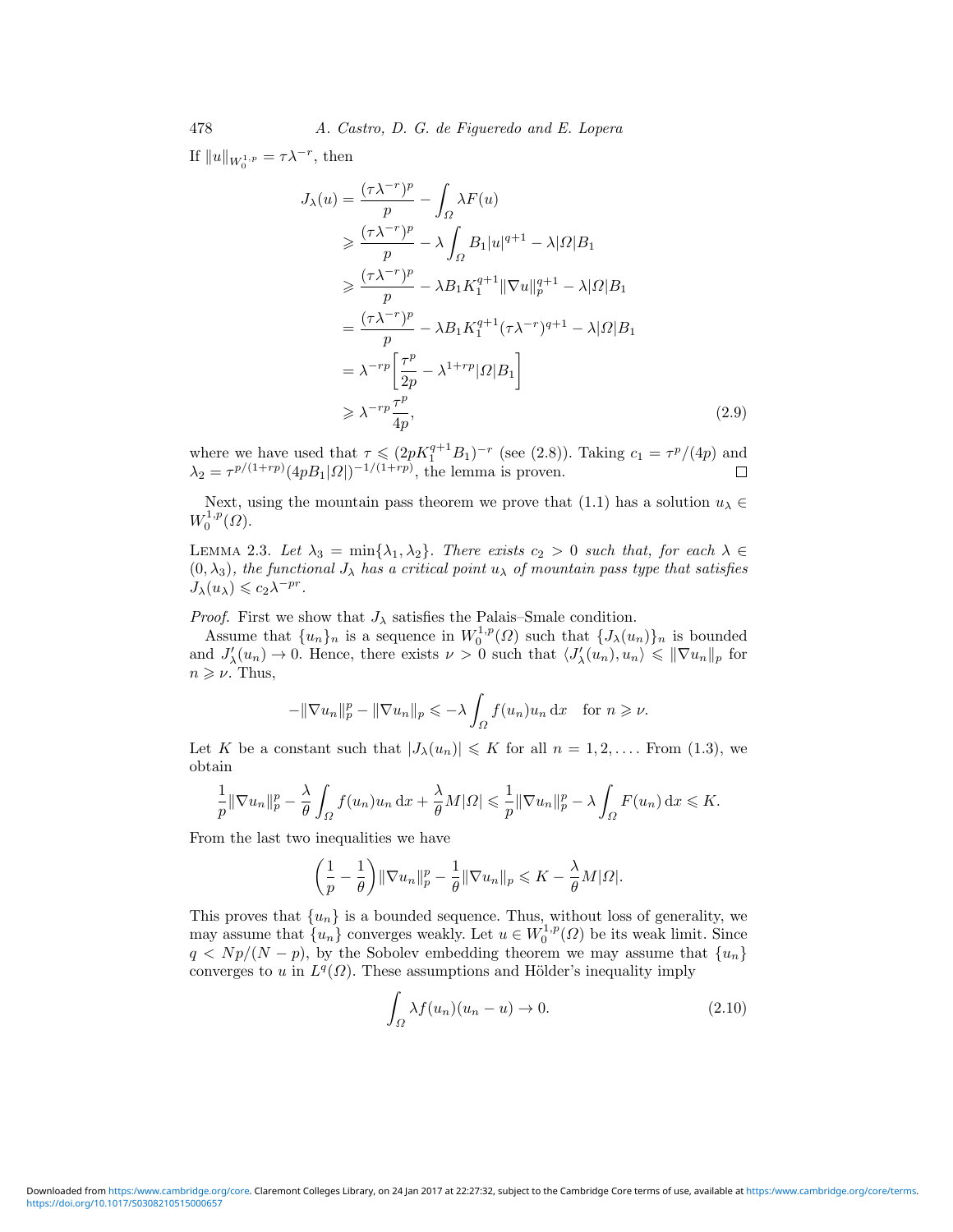If $\|u\|_{W_0^{1,p}} = \tau\lambda^{-r}$, then

$$
\begin{aligned}
J_\lambda(u) &= \frac{(\tau\lambda^{-r})^p}{p} - \int_\Omega \lambda F(u) \\
&\geqslant \frac{(\tau\lambda^{-r})^p}{p} - \lambda\int_\Omega B_1|u|^{q+1} - \lambda|\Omega|B_1 \\
&\geqslant \frac{(\tau\lambda^{-r})^p}{p} - \lambda B_1 K_1^{q+1}\|\nabla u\|_p^{q+1} - \lambda|\Omega|B_1 \\
&= \frac{(\tau\lambda^{-r})^p}{p} - \lambda B_1 K_1^{q+1}(\tau\lambda^{-r})^{q+1} - \lambda|\Omega|B_1 \\
&= \lambda^{-rp}\left[\frac{\tau^p}{2p} - \lambda^{1+rp}|\Omega|B_1\right] \\
&\geqslant \lambda^{-rp}\frac{\tau^p}{4p},
\end{aligned}
\tag{2.9}
$$

where we have used that $\tau \leqslant (2pK_1^{q+1}B_1)^{-r}$ (see (2.8)). Taking $c_1 = \tau^p/(4p)$ and $\lambda_2 = \tau^{p/(1+rp)}(4pB_1|\Omega|)^{-1/(1+rp)}$, the lemma is proven. $\square$

Next, using the mountain pass theorem we prove that (1.1) has a solution $u_\lambda \in W_0^{1,p}(\Omega)$.

Lemma 2.3. *Let $\lambda_3 = \min\{\lambda_1, \lambda_2\}$. There exists $c_2 > 0$ such that, for each $\lambda \in (0, \lambda_3)$, the functional $J_\lambda$ has a critical point $u_\lambda$ of mountain pass type that satisfies $J_\lambda(u_\lambda) \leqslant c_2\lambda^{-pr}$.*

*Proof.* First we show that $J_\lambda$ satisfies the Palais–Smale condition.

Assume that $\{u_n\}_n$ is a sequence in $W_0^{1,p}(\Omega)$ such that $\{J_\lambda(u_n)\}_n$ is bounded and $J'_\lambda(u_n) \to 0$. Hence, there exists $\nu > 0$ such that $\langle J'_\lambda(u_n), u_n\rangle \leqslant \|\nabla u_n\|_p$ for $n \geqslant \nu$. Thus,

$$
-\|\nabla u_n\|_p^p - \|\nabla u_n\|_p \leqslant -\lambda\int_\Omega f(u_n)u_n\,\mathrm{d}x \quad \text{for } n \geqslant \nu.
$$

Let $K$ be a constant such that $|J_\lambda(u_n)| \leqslant K$ for all $n = 1, 2, \dots$. From (1.3), we obtain

$$
\frac{1}{p}\|\nabla u_n\|_p^p - \frac{\lambda}{\theta}\int_\Omega f(u_n)u_n\,\mathrm{d}x + \frac{\lambda}{\theta}M|\Omega| \leqslant \frac{1}{p}\|\nabla u_n\|_p^p - \lambda\int_\Omega F(u_n)\,\mathrm{d}x \leqslant K.
$$

From the last two inequalities we have

$$
\left(\frac{1}{p} - \frac{1}{\theta}\right)\|\nabla u_n\|_p^p - \frac{1}{\theta}\|\nabla u_n\|_p \leqslant K - \frac{\lambda}{\theta}M|\Omega|.
$$

This proves that $\{u_n\}$ is a bounded sequence. Thus, without loss of generality, we may assume that $\{u_n\}$ converges weakly. Let $u \in W_0^{1,p}(\Omega)$ be its weak limit. Since $q < Np/(N-p)$, by the Sobolev embedding theorem we may assume that $\{u_n\}$ converges to $u$ in $L^q(\Omega)$. These assumptions and Hölder's inequality imply

$$
\int_\Omega \lambda f(u_n)(u_n - u) \to 0. \tag{2.10}
$$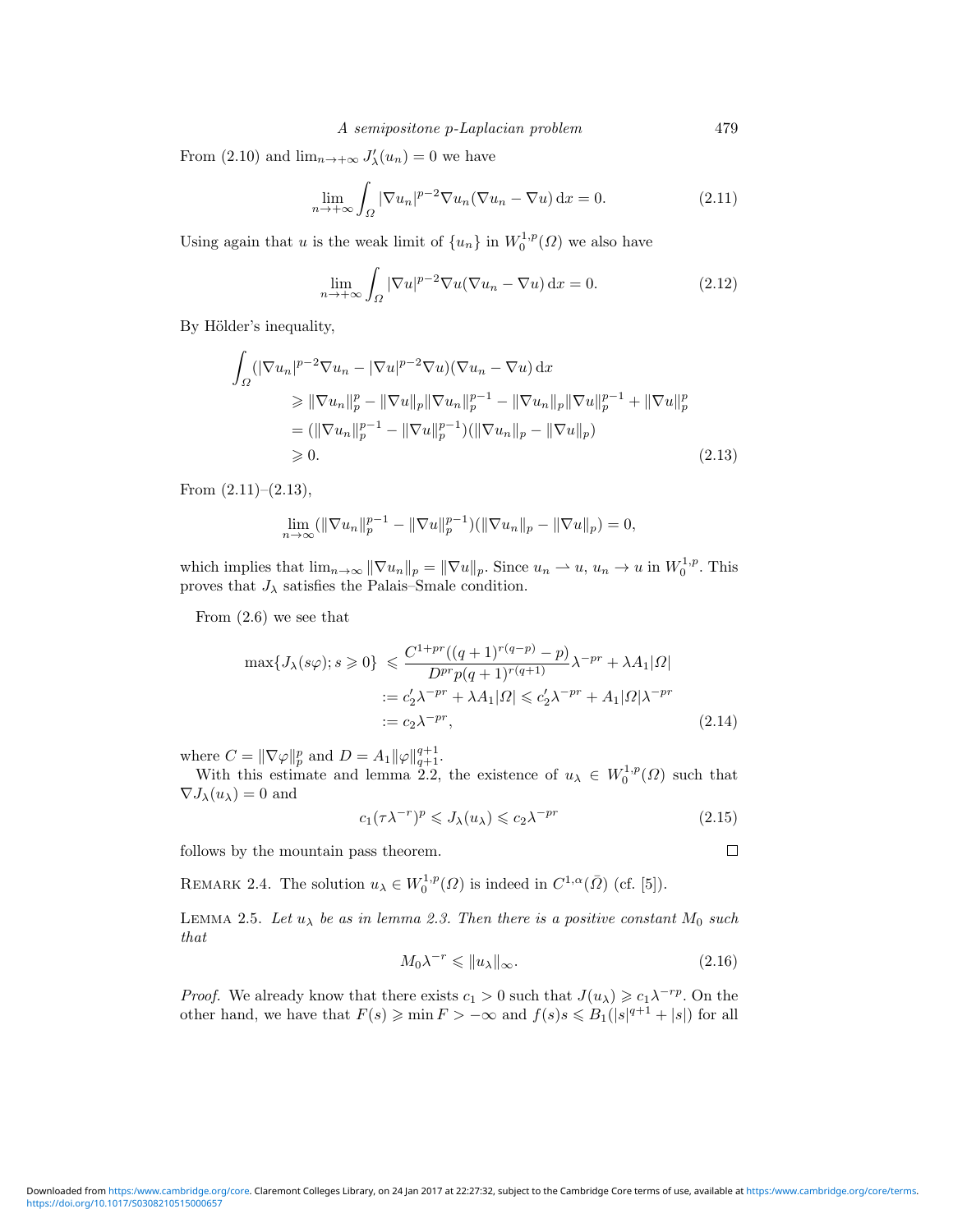From (2.10) and $\lim_{n\to+\infty} J'_\lambda(u_n) = 0$ we have

$$\lim_{n\to+\infty} \int_\Omega |\nabla u_n|^{p-2}\nabla u_n(\nabla u_n - \nabla u)\,\mathrm{d}x = 0. \tag{2.11}$$

Using again that $u$ is the weak limit of $\{u_n\}$ in $W_0^{1,p}(\Omega)$ we also have

$$\lim_{n\to+\infty} \int_\Omega |\nabla u|^{p-2}\nabla u(\nabla u_n - \nabla u)\,\mathrm{d}x = 0. \tag{2.12}$$

By Hölder's inequality,

$$\begin{aligned}
\int_\Omega (|\nabla u_n|^{p-2}\nabla u_n &- |\nabla u|^{p-2}\nabla u)(\nabla u_n - \nabla u)\,\mathrm{d}x \\
&\geqslant \|\nabla u_n\|_p^p - \|\nabla u\|_p \|\nabla u_n\|_p^{p-1} - \|\nabla u_n\|_p \|\nabla u\|_p^{p-1} + \|\nabla u\|_p^p \\
&= (\|\nabla u_n\|_p^{p-1} - \|\nabla u\|_p^{p-1})(\|\nabla u_n\|_p - \|\nabla u\|_p) \\
&\geqslant 0.
\end{aligned} \tag{2.13}$$

From (2.11)–(2.13),

$$\lim_{n\to\infty} (\|\nabla u_n\|_p^{p-1} - \|\nabla u\|_p^{p-1})(\|\nabla u_n\|_p - \|\nabla u\|_p) = 0,$$

which implies that $\lim_{n\to\infty} \|\nabla u_n\|_p = \|\nabla u\|_p$. Since $u_n \rightharpoonup u$, $u_n \to u$ in $W_0^{1,p}$. This proves that $J_\lambda$ satisfies the Palais–Smale condition.

From (2.6) we see that

$$\begin{aligned}
\max\{J_\lambda(s\varphi); s \geqslant 0\} &\leqslant \frac{C^{1+pr}((q+1)^{r(q-p)} - p)}{D^{pr} p (q+1)^{r(q+1)}} \lambda^{-pr} + \lambda A_1 |\Omega| \\
&:= c_2' \lambda^{-pr} + \lambda A_1 |\Omega| \leqslant c_2' \lambda^{-pr} + A_1 |\Omega| \lambda^{-pr} \\
&:= c_2 \lambda^{-pr},
\end{aligned} \tag{2.14}$$

where $C = \|\nabla \varphi\|_p^p$ and $D = A_1 \|\varphi\|_{q+1}^{q+1}$.

With this estimate and lemma 2.2, the existence of $u_\lambda \in W_0^{1,p}(\Omega)$ such that $\nabla J_\lambda(u_\lambda) = 0$ and

$$c_1(\tau\lambda^{-r})^p \leqslant J_\lambda(u_\lambda) \leqslant c_2 \lambda^{-pr} \tag{2.15}$$

follows by the mountain pass theorem. $\square$

REMARK 2.4. The solution $u_\lambda \in W_0^{1,p}(\Omega)$ is indeed in $C^{1,\alpha}(\bar{\Omega})$ (cf. [5]).

LEMMA 2.5. *Let $u_\lambda$ be as in lemma 2.3. Then there is a positive constant $M_0$ such that*

$$M_0 \lambda^{-r} \leqslant \|u_\lambda\|_\infty. \tag{2.16}$$

*Proof.* We already know that there exists $c_1 > 0$ such that $J(u_\lambda) \geqslant c_1 \lambda^{-rp}$. On the other hand, we have that $F(s) \geqslant \min F > -\infty$ and $f(s)s \leqslant B_1(|s|^{q+1} + |s|)$ for all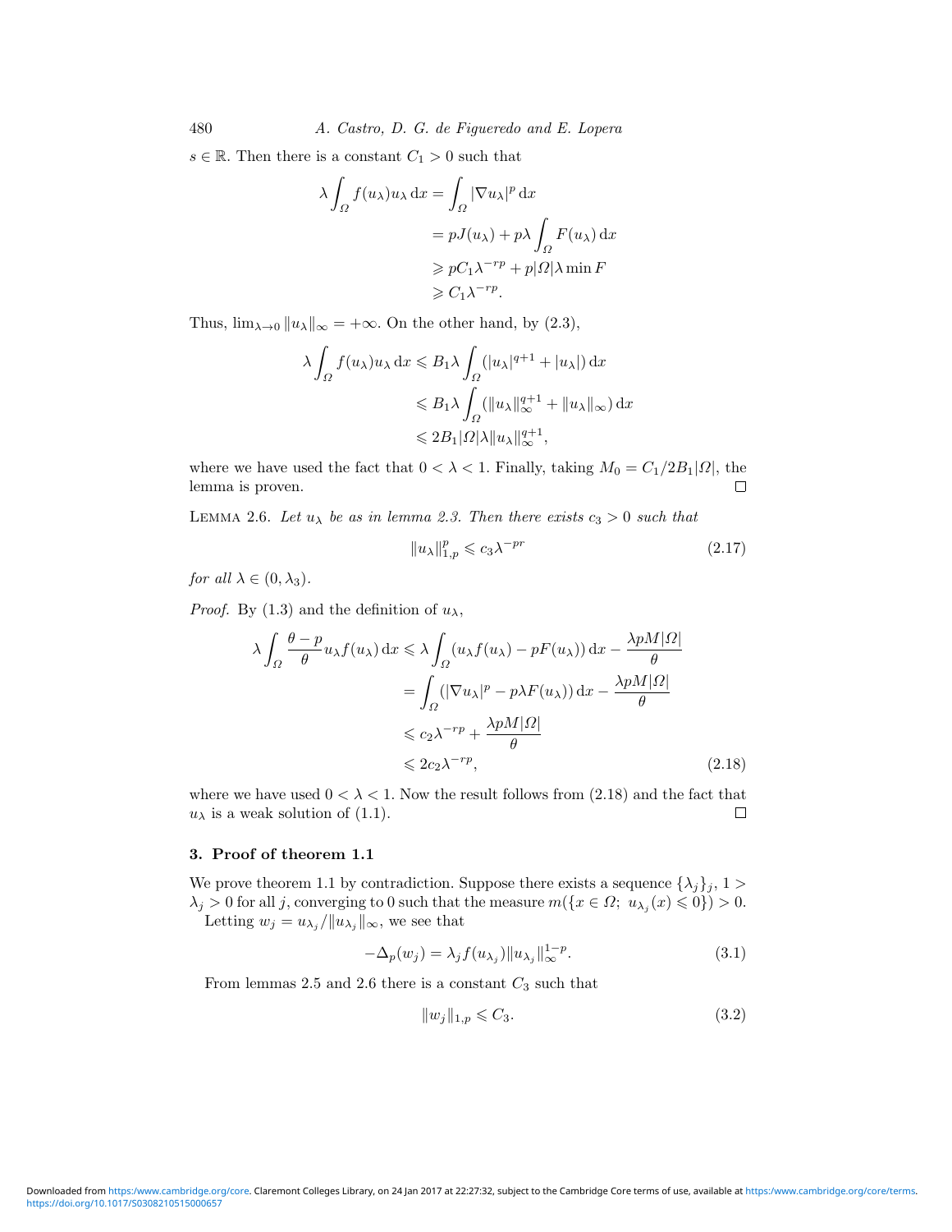$s \in \mathbb{R}$. Then there is a constant $C_1 > 0$ such that

$$\begin{aligned}
\lambda \int_\Omega f(u_\lambda)u_\lambda \,\mathrm{d}x &= \int_\Omega |\nabla u_\lambda|^p \,\mathrm{d}x \\
&= pJ(u_\lambda) + p\lambda \int_\Omega F(u_\lambda)\,\mathrm{d}x \\
&\geqslant pC_1\lambda^{-rp} + p|\Omega|\lambda \min F \\
&\geqslant C_1 \lambda^{-rp}.
\end{aligned}$$

Thus, $\lim_{\lambda\to 0} \|u_\lambda\|_\infty = +\infty$. On the other hand, by (2.3),

$$\begin{aligned}
\lambda \int_\Omega f(u_\lambda)u_\lambda \,\mathrm{d}x &\leqslant B_1 \lambda \int_\Omega (|u_\lambda|^{q+1} + |u_\lambda|)\,\mathrm{d}x \\
&\leqslant B_1 \lambda \int_\Omega (\|u_\lambda\|_\infty^{q+1} + \|u_\lambda\|_\infty)\,\mathrm{d}x \\
&\leqslant 2B_1|\Omega|\lambda\|u_\lambda\|_\infty^{q+1},
\end{aligned}$$

where we have used the fact that $0 < \lambda < 1$. Finally, taking $M_0 = C_1/2B_1|\Omega|$, the lemma is proven. □

LEMMA 2.6. *Let $u_\lambda$ be as in lemma 2.3. Then there exists $c_3 > 0$ such that*

$$\|u_\lambda\|_{1,p}^p \leqslant c_3\lambda^{-pr} \tag{2.17}$$

*for all $\lambda \in (0, \lambda_3)$.*

*Proof.* By (1.3) and the definition of $u_\lambda$,

$$\begin{aligned}
\lambda \int_\Omega \frac{\theta - p}{\theta} u_\lambda f(u_\lambda)\,\mathrm{d}x &\leqslant \lambda \int_\Omega (u_\lambda f(u_\lambda) - pF(u_\lambda))\,\mathrm{d}x - \frac{\lambda p M|\Omega|}{\theta} \\
&= \int_\Omega (|\nabla u_\lambda|^p - p\lambda F(u_\lambda))\,\mathrm{d}x - \frac{\lambda p M|\Omega|}{\theta} \\
&\leqslant c_2\lambda^{-rp} + \frac{\lambda p M|\Omega|}{\theta} \\
&\leqslant 2c_2\lambda^{-rp},
\end{aligned} \tag{2.18}$$

where we have used $0 < \lambda < 1$. Now the result follows from (2.18) and the fact that $u_\lambda$ is a weak solution of (1.1). □

## 3. Proof of theorem 1.1

We prove theorem 1.1 by contradiction. Suppose there exists a sequence $\{\lambda_j\}_j$, $1 > \lambda_j > 0$ for all $j$, converging to 0 such that the measure $m(\{x \in \Omega;\ u_{\lambda_j}(x) \leqslant 0\}) > 0$.

Letting $w_j = u_{\lambda_j}/\|u_{\lambda_j}\|_\infty$, we see that

$$-\Delta_p(w_j) = \lambda_j f(u_{\lambda_j})\|u_{\lambda_j}\|_\infty^{1-p}. \tag{3.1}$$

From lemmas 2.5 and 2.6 there is a constant $C_3$ such that

$$\|w_j\|_{1,p} \leqslant C_3. \tag{3.2}$$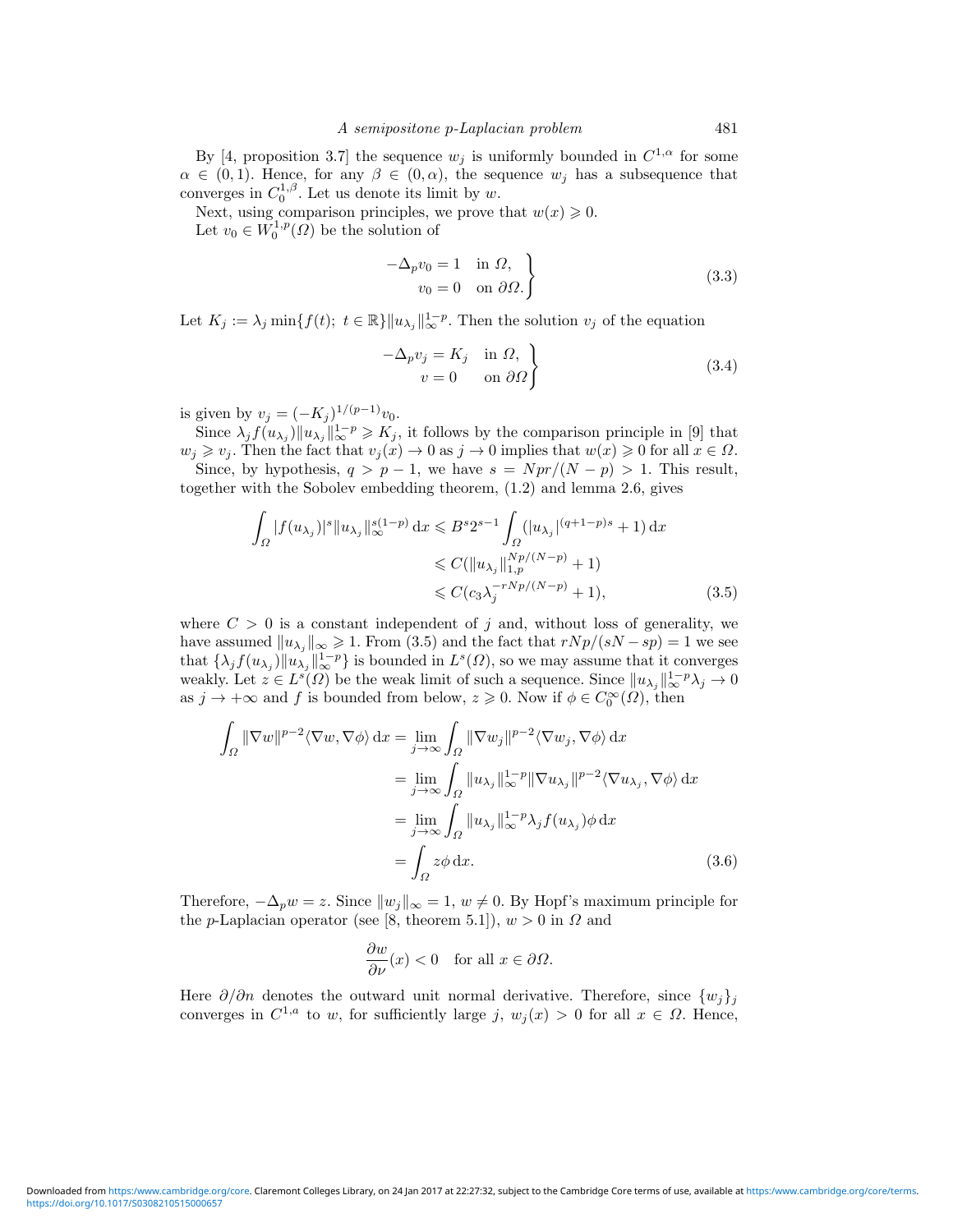By [4, proposition 3.7] the sequence $w_j$ is uniformly bounded in $C^{1,\alpha}$ for some $\alpha \in (0,1)$. Hence, for any $\beta \in (0,\alpha)$, the sequence $w_j$ has a subsequence that converges in $C_0^{1,\beta}$. Let us denote its limit by $w$.

Next, using comparison principles, we prove that $w(x) \geqslant 0$.

Let $v_0 \in W_0^{1,p}(\Omega)$ be the solution of

$$
\left.\begin{aligned}
-\Delta_p v_0 &= 1 \quad \text{in } \Omega,\\
v_0 &= 0 \quad \text{on } \partial\Omega.
\end{aligned}\right\} \tag{3.3}
$$

Let $K_j := \lambda_j \min\{f(t);\ t \in \mathbb{R}\}\|u_{\lambda_j}\|_\infty^{1-p}$. Then the solution $v_j$ of the equation

$$
\left.\begin{aligned}
-\Delta_p v_j &= K_j \quad \text{in } \Omega,\\
v &= 0 \quad\ \ \text{on } \partial\Omega
\end{aligned}\right\} \tag{3.4}
$$

is given by $v_j = (-K_j)^{1/(p-1)} v_0$.

Since $\lambda_j f(u_{\lambda_j})\|u_{\lambda_j}\|_\infty^{1-p} \geqslant K_j$, it follows by the comparison principle in [9] that $w_j \geqslant v_j$. Then the fact that $v_j(x) \to 0$ as $j \to 0$ implies that $w(x) \geqslant 0$ for all $x \in \Omega$.

Since, by hypothesis, $q > p-1$, we have $s = Npr/(N-p) > 1$. This result, together with the Sobolev embedding theorem, (1.2) and lemma 2.6, gives

$$
\begin{aligned}
\int_\Omega |f(u_{\lambda_j})|^s \|u_{\lambda_j}\|_\infty^{s(1-p)}\,\mathrm{d}x &\leqslant B^s 2^{s-1}\int_\Omega (|u_{\lambda_j}|^{(q+1-p)s}+1)\,\mathrm{d}x\\
&\leqslant C(\|u_{\lambda_j}\|_{1,p}^{Np/(N-p)}+1)\\
&\leqslant C(c_3\lambda_j^{-rNp/(N-p)}+1),
\end{aligned} \tag{3.5}
$$

where $C > 0$ is a constant independent of $j$ and, without loss of generality, we have assumed $\|u_{\lambda_j}\|_\infty \geqslant 1$. From (3.5) and the fact that $rNp/(sN-sp) = 1$ we see that $\{\lambda_j f(u_{\lambda_j})\|u_{\lambda_j}\|_\infty^{1-p}\}$ is bounded in $L^s(\Omega)$, so we may assume that it converges weakly. Let $z \in L^s(\Omega)$ be the weak limit of such a sequence. Since $\|u_{\lambda_j}\|_\infty^{1-p}\lambda_j \to 0$ as $j \to +\infty$ and $f$ is bounded from below, $z \geqslant 0$. Now if $\phi \in C_0^\infty(\Omega)$, then

$$
\begin{aligned}
\int_\Omega \|\nabla w\|^{p-2}\langle\nabla w, \nabla\phi\rangle\,\mathrm{d}x &= \lim_{j\to\infty}\int_\Omega \|\nabla w_j\|^{p-2}\langle\nabla w_j, \nabla\phi\rangle\,\mathrm{d}x\\
&= \lim_{j\to\infty}\int_\Omega \|u_{\lambda_j}\|_\infty^{1-p}\|\nabla u_{\lambda_j}\|^{p-2}\langle\nabla u_{\lambda_j}, \nabla\phi\rangle\,\mathrm{d}x\\
&= \lim_{j\to\infty}\int_\Omega \|u_{\lambda_j}\|_\infty^{1-p}\lambda_j f(u_{\lambda_j})\phi\,\mathrm{d}x\\
&= \int_\Omega z\phi\,\mathrm{d}x.
\end{aligned} \tag{3.6}
$$

Therefore, $-\Delta_p w = z$. Since $\|w_j\|_\infty = 1$, $w \neq 0$. By Hopf's maximum principle for the $p$-Laplacian operator (see [8, theorem 5.1]), $w > 0$ in $\Omega$ and

$$
\frac{\partial w}{\partial \nu}(x) < 0 \quad \text{for all } x \in \partial\Omega.
$$

Here $\partial/\partial n$ denotes the outward unit normal derivative. Therefore, since $\{w_j\}_j$ converges in $C^{1,a}$ to $w$, for sufficiently large $j$, $w_j(x) > 0$ for all $x \in \Omega$. Hence,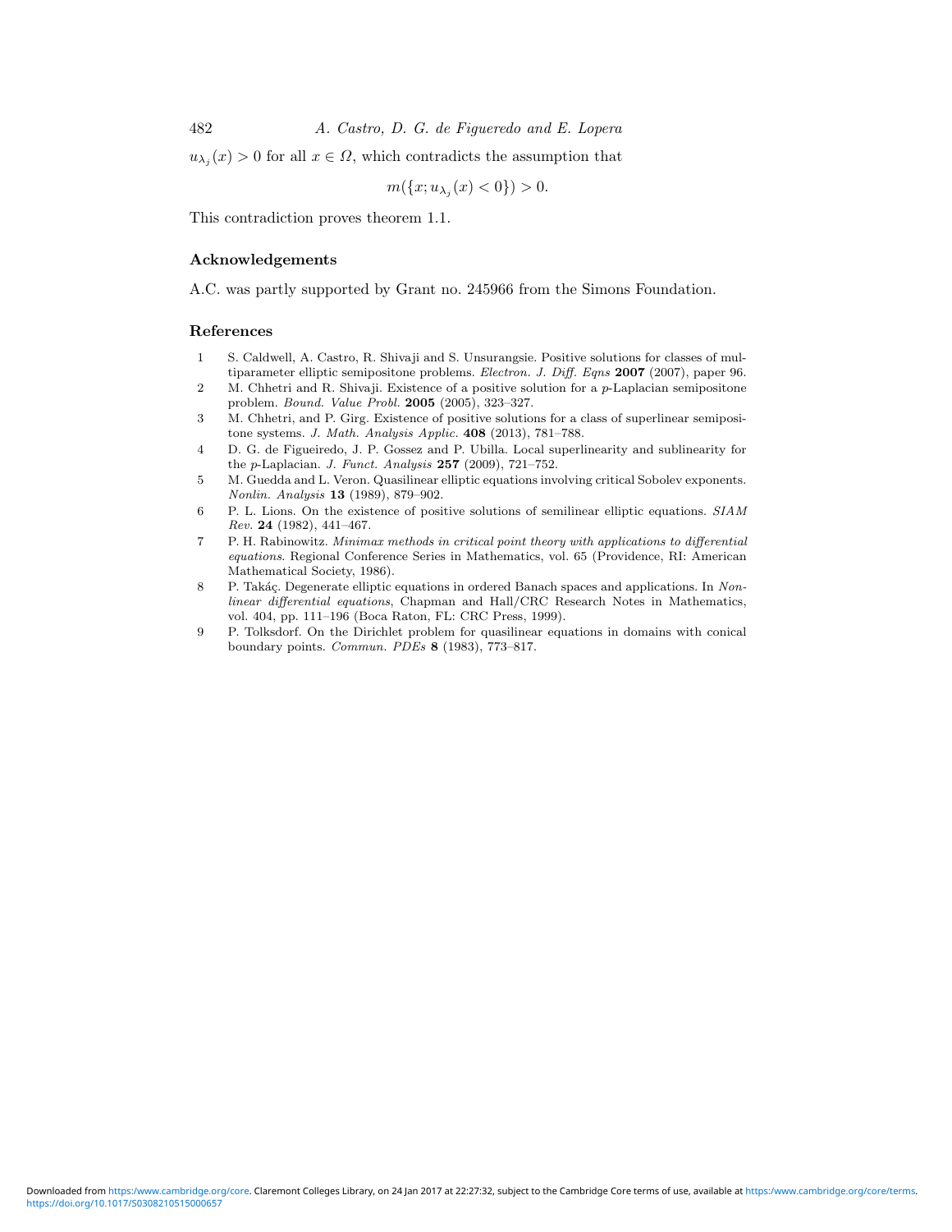$u_{\lambda_j}(x) > 0$ for all $x \in \Omega$, which contradicts the assumption that

$$m(\{x; u_{\lambda_j}(x) < 0\}) > 0.$$

This contradiction proves theorem 1.1.

## Acknowledgements

A.C. was partly supported by Grant no. 245966 from the Simons Foundation.

## References

1. S. Caldwell, A. Castro, R. Shivaji and S. Unsurangsie. Positive solutions for classes of multiparameter elliptic semipositone problems. *Electron. J. Diff. Eqns* **2007** (2007), paper 96.
2. M. Chhetri and R. Shivaji. Existence of a positive solution for a $p$-Laplacian semipositone problem. *Bound. Value Probl.* **2005** (2005), 323–327.
3. M. Chhetri, and P. Girg. Existence of positive solutions for a class of superlinear semipositone systems. *J. Math. Analysis Applic.* **408** (2013), 781–788.
4. D. G. de Figueiredo, J. P. Gossez and P. Ubilla. Local superlinearity and sublinearity for the $p$-Laplacian. *J. Funct. Analysis* **257** (2009), 721–752.
5. M. Guedda and L. Veron. Quasilinear elliptic equations involving critical Sobolev exponents. *Nonlin. Analysis* **13** (1989), 879–902.
6. P. L. Lions. On the existence of positive solutions of semilinear elliptic equations. *SIAM Rev.* **24** (1982), 441–467.
7. P. H. Rabinowitz. *Minimax methods in critical point theory with applications to differential equations*. Regional Conference Series in Mathematics, vol. 65 (Providence, RI: American Mathematical Society, 1986).
8. P. Takáç. Degenerate elliptic equations in ordered Banach spaces and applications. In *Nonlinear differential equations*, Chapman and Hall/CRC Research Notes in Mathematics, vol. 404, pp. 111–196 (Boca Raton, FL: CRC Press, 1999).
9. P. Tolksdorf. On the Dirichlet problem for quasilinear equations in domains with conical boundary points. *Commun. PDEs* **8** (1983), 773–817.